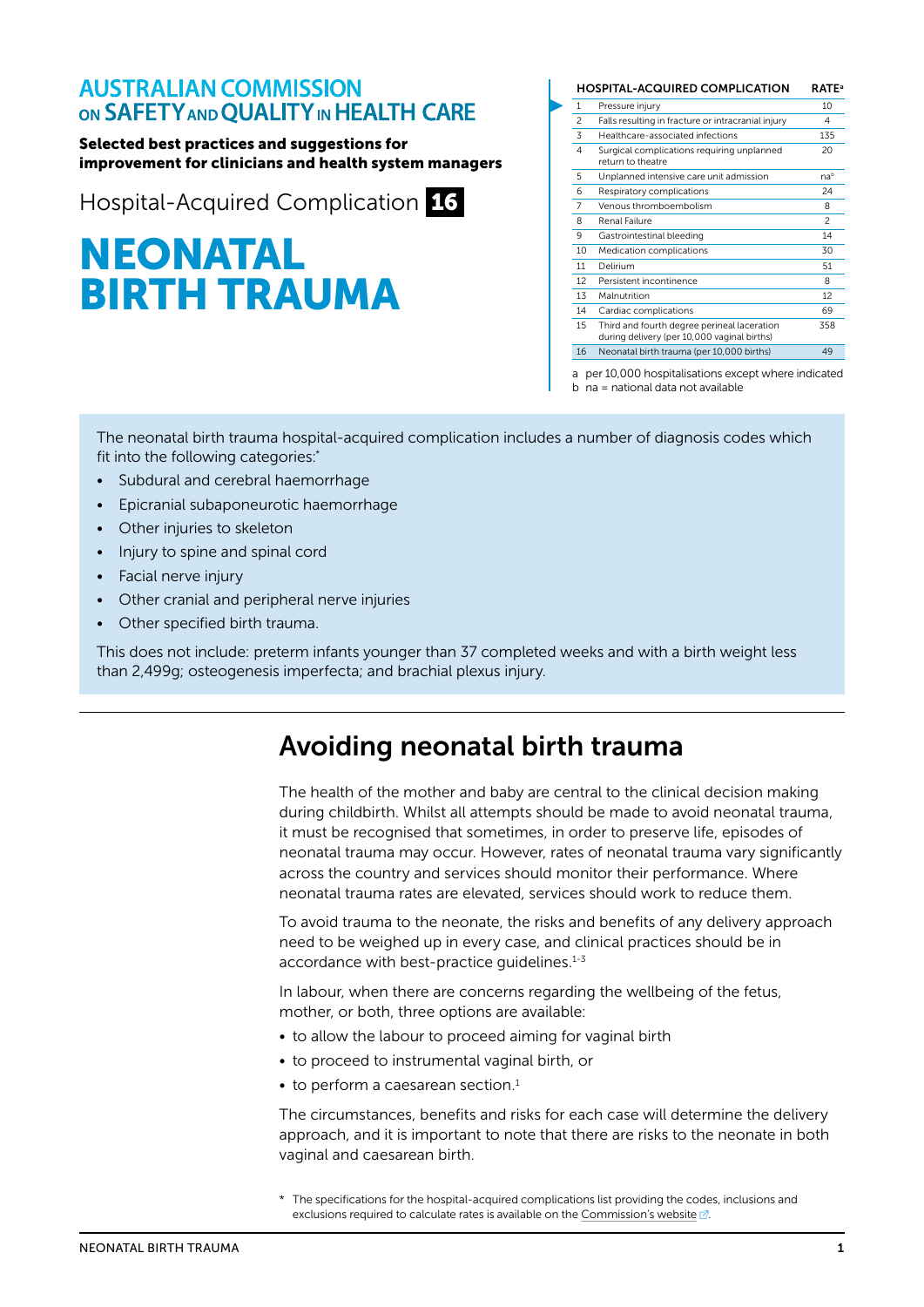AUSTRALIAN COMMISSION ON SAFETY AND QUALITY IN HEALTH CARE

**Selected best practices and suggestions for improvement for clinicians and health system managers**

Hospital-Acquired Complication **16**

# NEONATAL BIRTH TRAUMA

| | HOSPITAL-ACQUIRED COMPLICATION | RATE[a] |
|---|---|---|
| 1 | Pressure injury | 10 |
| 2 | Falls resulting in fracture or intracranial injury | 4 |
| 3 | Healthcare-associated infections | 135 |
| 4 | Surgical complications requiring unplanned return to theatre | 20 |
| 5 | Unplanned intensive care unit admission | na[b] |
| 6 | Respiratory complications | 24 |
| 7 | Venous thromboembolism | 8 |
| 8 | Renal Failure | 2 |
| 9 | Gastrointestinal bleeding | 14 |
| 10 | Medication complications | 30 |
| 11 | Delirium | 51 |
| 12 | Persistent incontinence | 8 |
| 13 | Malnutrition | 12 |
| 14 | Cardiac complications | 69 |
| 15 | Third and fourth degree perineal laceration during delivery (per 10,000 vaginal births) | 358 |
| 16 | Neonatal birth trauma (per 10,000 births) | 49 |

a per 10,000 hospitalisations except where indicated
b na = national data not available

The neonatal birth trauma hospital-acquired complication includes a number of diagnosis codes which fit into the following categories:*

- Subdural and cerebral haemorrhage
- Epicranial subaponeurotic haemorrhage
- Other injuries to skeleton
- Injury to spine and spinal cord
- Facial nerve injury
- Other cranial and peripheral nerve injuries
- Other specified birth trauma.

This does not include: preterm infants younger than 37 completed weeks and with a birth weight less than 2,499g; osteogenesis imperfecta; and brachial plexus injury.

## Avoiding neonatal birth trauma

The health of the mother and baby are central to the clinical decision making during childbirth. Whilst all attempts should be made to avoid neonatal trauma, it must be recognised that sometimes, in order to preserve life, episodes of neonatal trauma may occur. However, rates of neonatal trauma vary significantly across the country and services should monitor their performance. Where neonatal trauma rates are elevated, services should work to reduce them.

To avoid trauma to the neonate, the risks and benefits of any delivery approach need to be weighed up in every case, and clinical practices should be in accordance with best-practice guidelines.[1-3]

In labour, when there are concerns regarding the wellbeing of the fetus, mother, or both, three options are available:

- to allow the labour to proceed aiming for vaginal birth
- to proceed to instrumental vaginal birth, or
- to perform a caesarean section.[1]

The circumstances, benefits and risks for each case will determine the delivery approach, and it is important to note that there are risks to the neonate in both vaginal and caesarean birth.

\* The specifications for the hospital-acquired complications list providing the codes, inclusions and exclusions required to calculate rates is available on the Commission's website.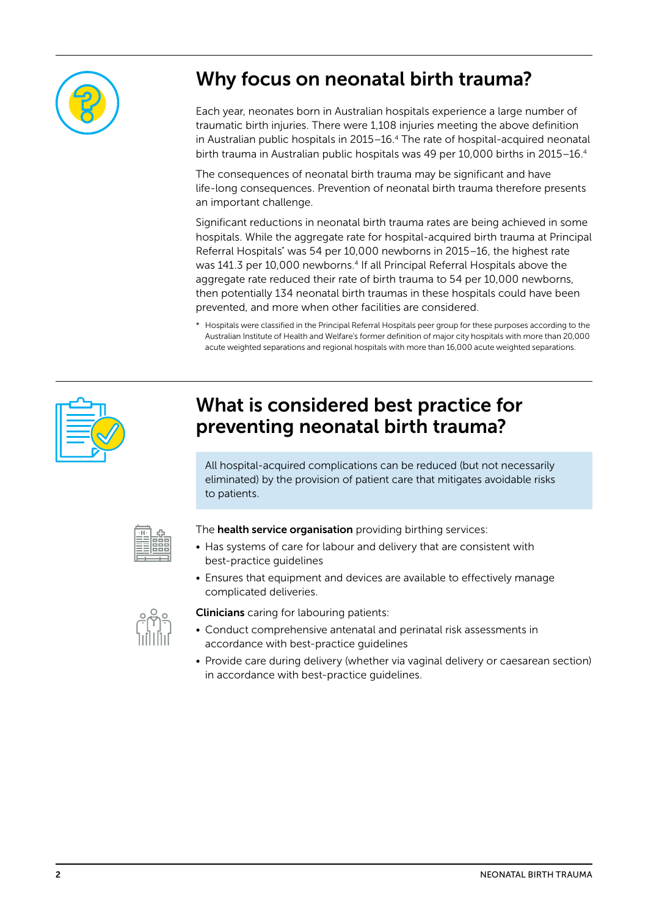## Why focus on neonatal birth trauma?

Each year, neonates born in Australian hospitals experience a large number of traumatic birth injuries. There were 1,108 injuries meeting the above definition in Australian public hospitals in 2015–16.[4] The rate of hospital-acquired neonatal birth trauma in Australian public hospitals was 49 per 10,000 births in 2015–16.[4]

The consequences of neonatal birth trauma may be significant and have life-long consequences. Prevention of neonatal birth trauma therefore presents an important challenge.

Significant reductions in neonatal birth trauma rates are being achieved in some hospitals. While the aggregate rate for hospital-acquired birth trauma at Principal Referral Hospitals* was 54 per 10,000 newborns in 2015–16, the highest rate was 141.3 per 10,000 newborns.[4] If all Principal Referral Hospitals above the aggregate rate reduced their rate of birth trauma to 54 per 10,000 newborns, then potentially 134 neonatal birth traumas in these hospitals could have been prevented, and more when other facilities are considered.

\* Hospitals were classified in the Principal Referral Hospitals peer group for these purposes according to the Australian Institute of Health and Welfare's former definition of major city hospitals with more than 20,000 acute weighted separations and regional hospitals with more than 16,000 acute weighted separations.

## What is considered best practice for preventing neonatal birth trauma?

All hospital-acquired complications can be reduced (but not necessarily eliminated) by the provision of patient care that mitigates avoidable risks to patients.

The **health service organisation** providing birthing services:

- Has systems of care for labour and delivery that are consistent with best-practice guidelines
- Ensures that equipment and devices are available to effectively manage complicated deliveries.

**Clinicians** caring for labouring patients:

- Conduct comprehensive antenatal and perinatal risk assessments in accordance with best-practice guidelines
- Provide care during delivery (whether via vaginal delivery or caesarean section) in accordance with best-practice guidelines.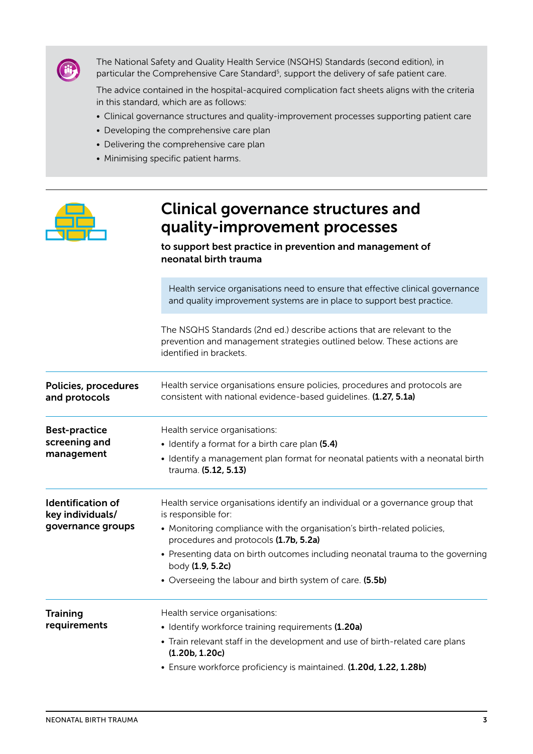The National Safety and Quality Health Service (NSQHS) Standards (second edition), in particular the Comprehensive Care Standard[5], support the delivery of safe patient care.

The advice contained in the hospital-acquired complication fact sheets aligns with the criteria in this standard, which are as follows:

- Clinical governance structures and quality-improvement processes supporting patient care
- Developing the comprehensive care plan
- Delivering the comprehensive care plan
- Minimising specific patient harms.

## Clinical governance structures and quality-improvement processes

**to support best practice in prevention and management of neonatal birth trauma**

Health service organisations need to ensure that effective clinical governance and quality improvement systems are in place to support best practice.

The NSQHS Standards (2nd ed.) describe actions that are relevant to the prevention and management strategies outlined below. These actions are identified in brackets.

### Policies, procedures and protocols

Health service organisations ensure policies, procedures and protocols are consistent with national evidence-based guidelines. **(1.27, 5.1a)**

### Best-practice screening and management

Health service organisations:

- Identify a format for a birth care plan **(5.4)**
- Identify a management plan format for neonatal patients with a neonatal birth trauma. **(5.12, 5.13)**

### Identification of key individuals/governance groups

Health service organisations identify an individual or a governance group that is responsible for:

- Monitoring compliance with the organisation's birth-related policies, procedures and protocols **(1.7b, 5.2a)**
- Presenting data on birth outcomes including neonatal trauma to the governing body **(1.9, 5.2c)**
- Overseeing the labour and birth system of care. **(5.5b)**

### Training requirements

Health service organisations:

- Identify workforce training requirements **(1.20a)**
- Train relevant staff in the development and use of birth-related care plans **(1.20b, 1.20c)**
- Ensure workforce proficiency is maintained. **(1.20d, 1.22, 1.28b)**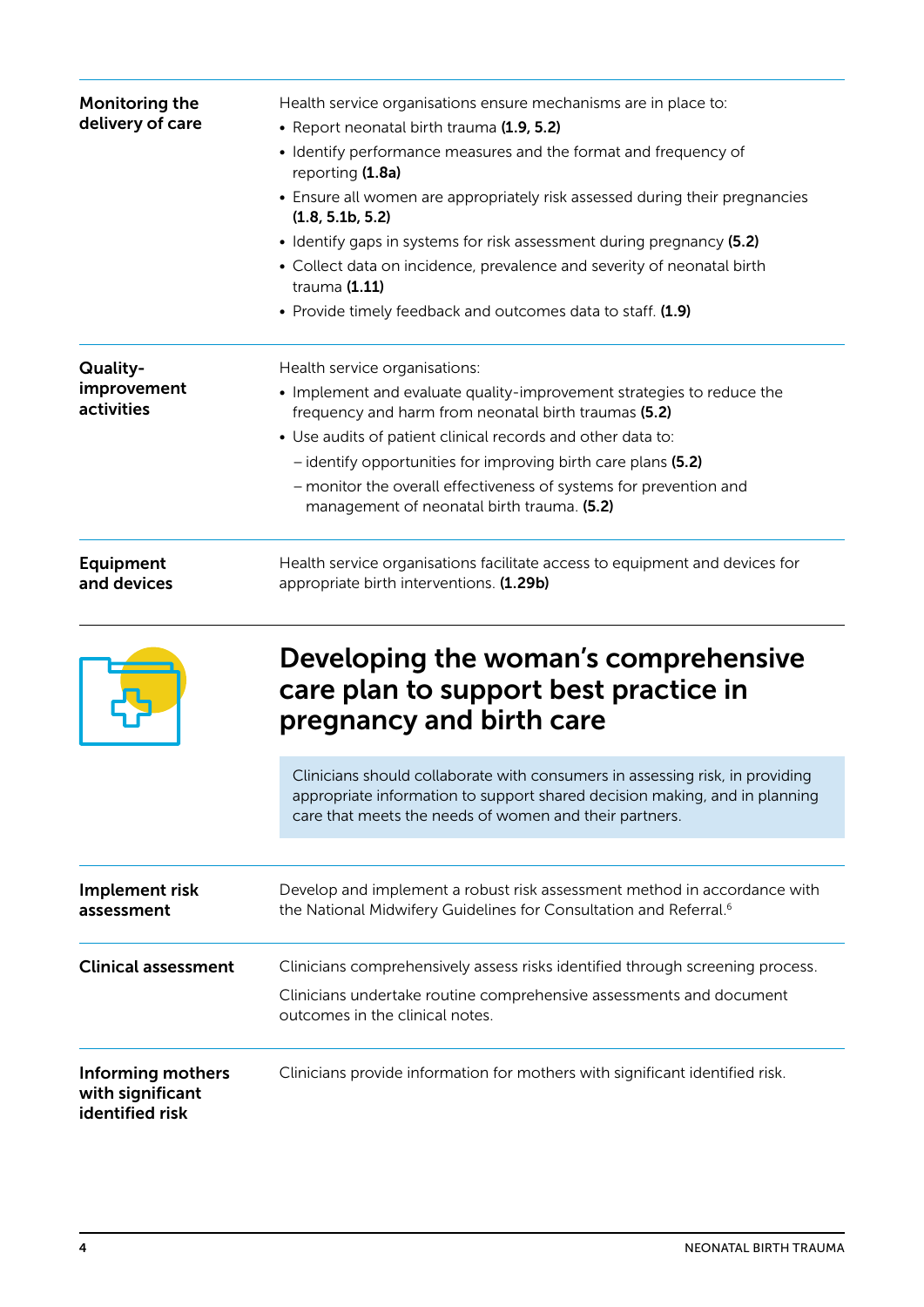| | |
|---|---|
| **Monitoring the delivery of care** | Health service organisations ensure mechanisms are in place to:<br>• Report neonatal birth trauma **(1.9, 5.2)**<br>• Identify performance measures and the format and frequency of reporting **(1.8a)**<br>• Ensure all women are appropriately risk assessed during their pregnancies **(1.8, 5.1b, 5.2)**<br>• Identify gaps in systems for risk assessment during pregnancy **(5.2)**<br>• Collect data on incidence, prevalence and severity of neonatal birth trauma **(1.11)**<br>• Provide timely feedback and outcomes data to staff. **(1.9)** |
| **Quality-improvement activities** | Health service organisations:<br>• Implement and evaluate quality-improvement strategies to reduce the frequency and harm from neonatal birth traumas **(5.2)**<br>• Use audits of patient clinical records and other data to:<br>– identify opportunities for improving birth care plans **(5.2)**<br>– monitor the overall effectiveness of systems for prevention and management of neonatal birth trauma. **(5.2)** |
| **Equipment and devices** | Health service organisations facilitate access to equipment and devices for appropriate birth interventions. **(1.29b)** |

## Developing the woman's comprehensive care plan to support best practice in pregnancy and birth care

Clinicians should collaborate with consumers in assessing risk, in providing appropriate information to support shared decision making, and in planning care that meets the needs of women and their partners.

| | |
|---|---|
| **Implement risk assessment** | Develop and implement a robust risk assessment method in accordance with the National Midwifery Guidelines for Consultation and Referral.[6] |
| **Clinical assessment** | Clinicians comprehensively assess risks identified through screening process.<br>Clinicians undertake routine comprehensive assessments and document outcomes in the clinical notes. |
| **Informing mothers with significant identified risk** | Clinicians provide information for mothers with significant identified risk. |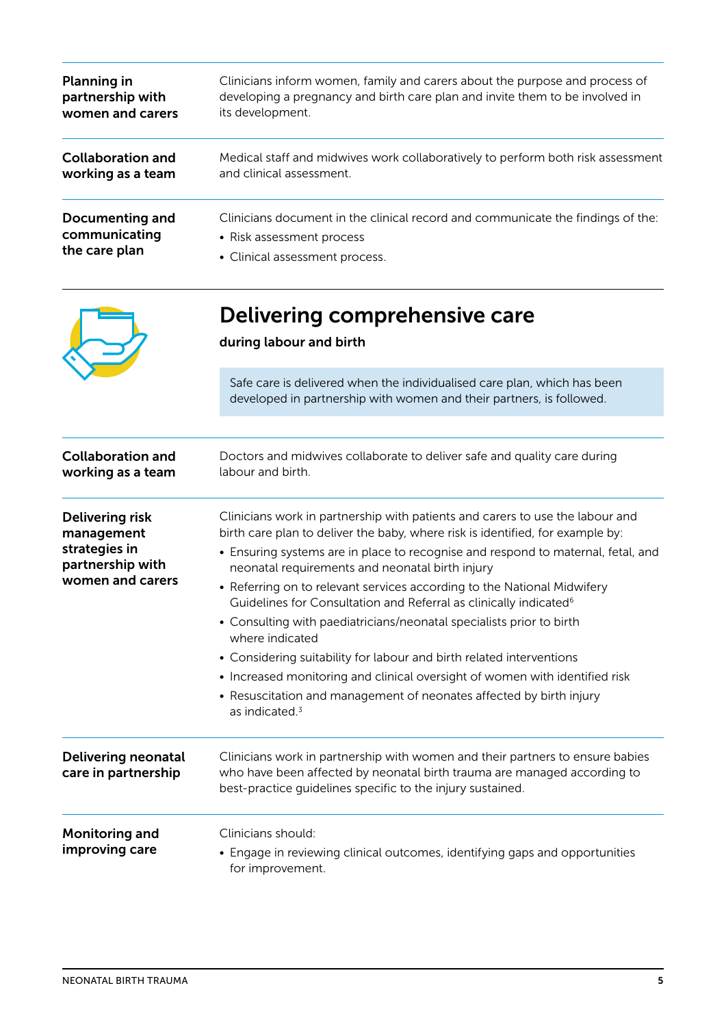| | |
|---|---|
| **Planning in partnership with women and carers** | Clinicians inform women, family and carers about the purpose and process of developing a pregnancy and birth care plan and invite them to be involved in its development. |
| **Collaboration and working as a team** | Medical staff and midwives work collaboratively to perform both risk assessment and clinical assessment. |
| **Documenting and communicating the care plan** | Clinicians document in the clinical record and communicate the findings of the: <br>• Risk assessment process <br>• Clinical assessment process. |

## Delivering comprehensive care

**during labour and birth**

Safe care is delivered when the individualised care plan, which has been developed in partnership with women and their partners, is followed.

| | |
|---|---|
| **Collaboration and working as a team** | Doctors and midwives collaborate to deliver safe and quality care during labour and birth. |
| **Delivering risk management strategies in partnership with women and carers** | Clinicians work in partnership with patients and carers to use the labour and birth care plan to deliver the baby, where risk is identified, for example by: <br>• Ensuring systems are in place to recognise and respond to maternal, fetal, and neonatal requirements and neonatal birth injury <br>• Referring on to relevant services according to the National Midwifery Guidelines for Consultation and Referral as clinically indicated[6] <br>• Consulting with paediatricians/neonatal specialists prior to birth where indicated <br>• Considering suitability for labour and birth related interventions <br>• Increased monitoring and clinical oversight of women with identified risk <br>• Resuscitation and management of neonates affected by birth injury as indicated.[3] |
| **Delivering neonatal care in partnership** | Clinicians work in partnership with women and their partners to ensure babies who have been affected by neonatal birth trauma are managed according to best-practice guidelines specific to the injury sustained. |
| **Monitoring and improving care** | Clinicians should: <br>• Engage in reviewing clinical outcomes, identifying gaps and opportunities for improvement. |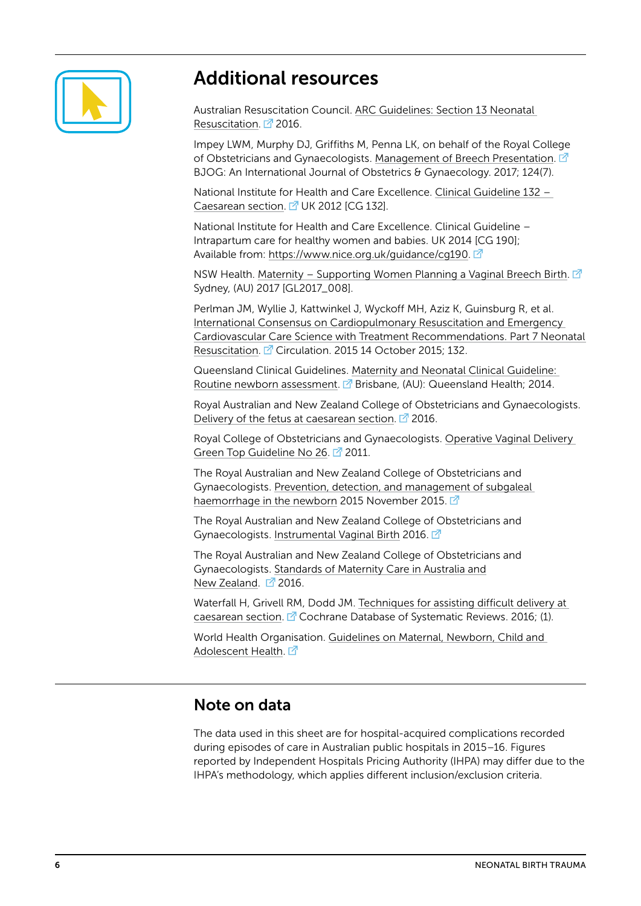## Additional resources

Australian Resuscitation Council. ARC Guidelines: Section 13 Neonatal Resuscitation. 2016.

Impey LWM, Murphy DJ, Griffiths M, Penna LK, on behalf of the Royal College of Obstetricians and Gynaecologists. Management of Breech Presentation. BJOG: An International Journal of Obstetrics & Gynaecology. 2017; 124(7).

National Institute for Health and Care Excellence. Clinical Guideline 132 – Caesarean section. UK 2012 [CG 132].

National Institute for Health and Care Excellence. Clinical Guideline – Intrapartum care for healthy women and babies. UK 2014 [CG 190]; Available from: https://www.nice.org.uk/guidance/cg190.

NSW Health. Maternity – Supporting Women Planning a Vaginal Breech Birth. Sydney, (AU) 2017 [GL2017_008].

Perlman JM, Wyllie J, Kattwinkel J, Wyckoff MH, Aziz K, Guinsburg R, et al. International Consensus on Cardiopulmonary Resuscitation and Emergency Cardiovascular Care Science with Treatment Recommendations. Part 7 Neonatal Resuscitation. Circulation. 2015 14 October 2015; 132.

Queensland Clinical Guidelines. Maternity and Neonatal Clinical Guideline: Routine newborn assessment. Brisbane, (AU): Queensland Health; 2014.

Royal Australian and New Zealand College of Obstetricians and Gynaecologists. Delivery of the fetus at caesarean section. 2016.

Royal College of Obstetricians and Gynaecologists. Operative Vaginal Delivery Green Top Guideline No 26. 2011.

The Royal Australian and New Zealand College of Obstetricians and Gynaecologists. Prevention, detection, and management of subgaleal haemorrhage in the newborn 2015 November 2015.

The Royal Australian and New Zealand College of Obstetricians and Gynaecologists. Instrumental Vaginal Birth 2016.

The Royal Australian and New Zealand College of Obstetricians and Gynaecologists. Standards of Maternity Care in Australia and New Zealand. 2016.

Waterfall H, Grivell RM, Dodd JM. Techniques for assisting difficult delivery at caesarean section. Cochrane Database of Systematic Reviews. 2016; (1).

World Health Organisation. Guidelines on Maternal, Newborn, Child and Adolescent Health.

## Note on data

The data used in this sheet are for hospital-acquired complications recorded during episodes of care in Australian public hospitals in 2015–16. Figures reported by Independent Hospitals Pricing Authority (IHPA) may differ due to the IHPA's methodology, which applies different inclusion/exclusion criteria.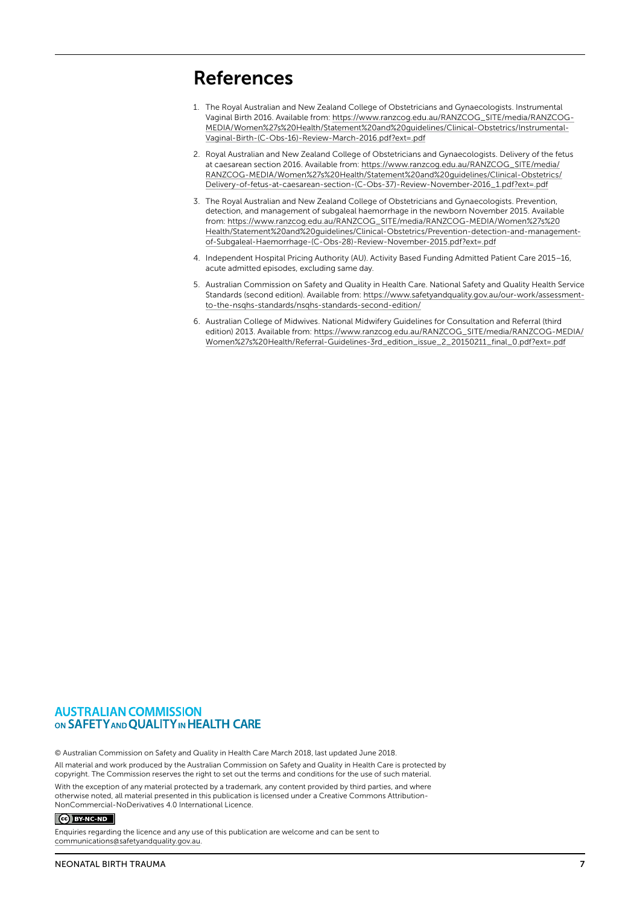# References

1. The Royal Australian and New Zealand College of Obstetricians and Gynaecologists. Instrumental Vaginal Birth 2016. Available from: https://www.ranzcog.edu.au/RANZCOG_SITE/media/RANZCOG-MEDIA/Women%27s%20Health/Statement%20and%20guidelines/Clinical-Obstetrics/Instrumental-Vaginal-Birth-(C-Obs-16)-Review-March-2016.pdf?ext=.pdf
2. Royal Australian and New Zealand College of Obstetricians and Gynaecologists. Delivery of the fetus at caesarean section 2016. Available from: https://www.ranzcog.edu.au/RANZCOG_SITE/media/RANZCOG-MEDIA/Women%27s%20Health/Statement%20and%20guidelines/Clinical-Obstetrics/Delivery-of-fetus-at-caesarean-section-(C-Obs-37)-Review-November-2016_1.pdf?ext=.pdf
3. The Royal Australian and New Zealand College of Obstetricians and Gynaecologists. Prevention, detection, and management of subgaleal haemorrhage in the newborn November 2015. Available from: https://www.ranzcog.edu.au/RANZCOG_SITE/media/RANZCOG-MEDIA/Women%27s%20Health/Statement%20and%20guidelines/Clinical-Obstetrics/Prevention-detection-and-management-of-Subgaleal-Haemorrhage-(C-Obs-28)-Review-November-2015.pdf?ext=.pdf
4. Independent Hospital Pricing Authority (AU). Activity Based Funding Admitted Patient Care 2015–16, acute admitted episodes, excluding same day.
5. Australian Commission on Safety and Quality in Health Care. National Safety and Quality Health Service Standards (second edition). Available from: https://www.safetyandquality.gov.au/our-work/assessment-to-the-nsqhs-standards/nsqhs-standards-second-edition/
6. Australian College of Midwives. National Midwifery Guidelines for Consultation and Referral (third edition) 2013. Available from: https://www.ranzcog.edu.au/RANZCOG_SITE/media/RANZCOG-MEDIA/Women%27s%20Health/Referral-Guidelines-3rd_edition_issue_2_20150211_final_0.pdf?ext=.pdf

AUSTRALIAN COMMISSION ON SAFETY AND QUALITY IN HEALTH CARE

© Australian Commission on Safety and Quality in Health Care March 2018, last updated June 2018.

All material and work produced by the Australian Commission on Safety and Quality in Health Care is protected by copyright. The Commission reserves the right to set out the terms and conditions for the use of such material.

With the exception of any material protected by a trademark, any content provided by third parties, and where otherwise noted, all material presented in this publication is licensed under a Creative Commons Attribution-NonCommercial-NoDerivatives 4.0 International Licence.

CC BY-NC-ND

Enquiries regarding the licence and any use of this publication are welcome and can be sent to communications@safetyandquality.gov.au.